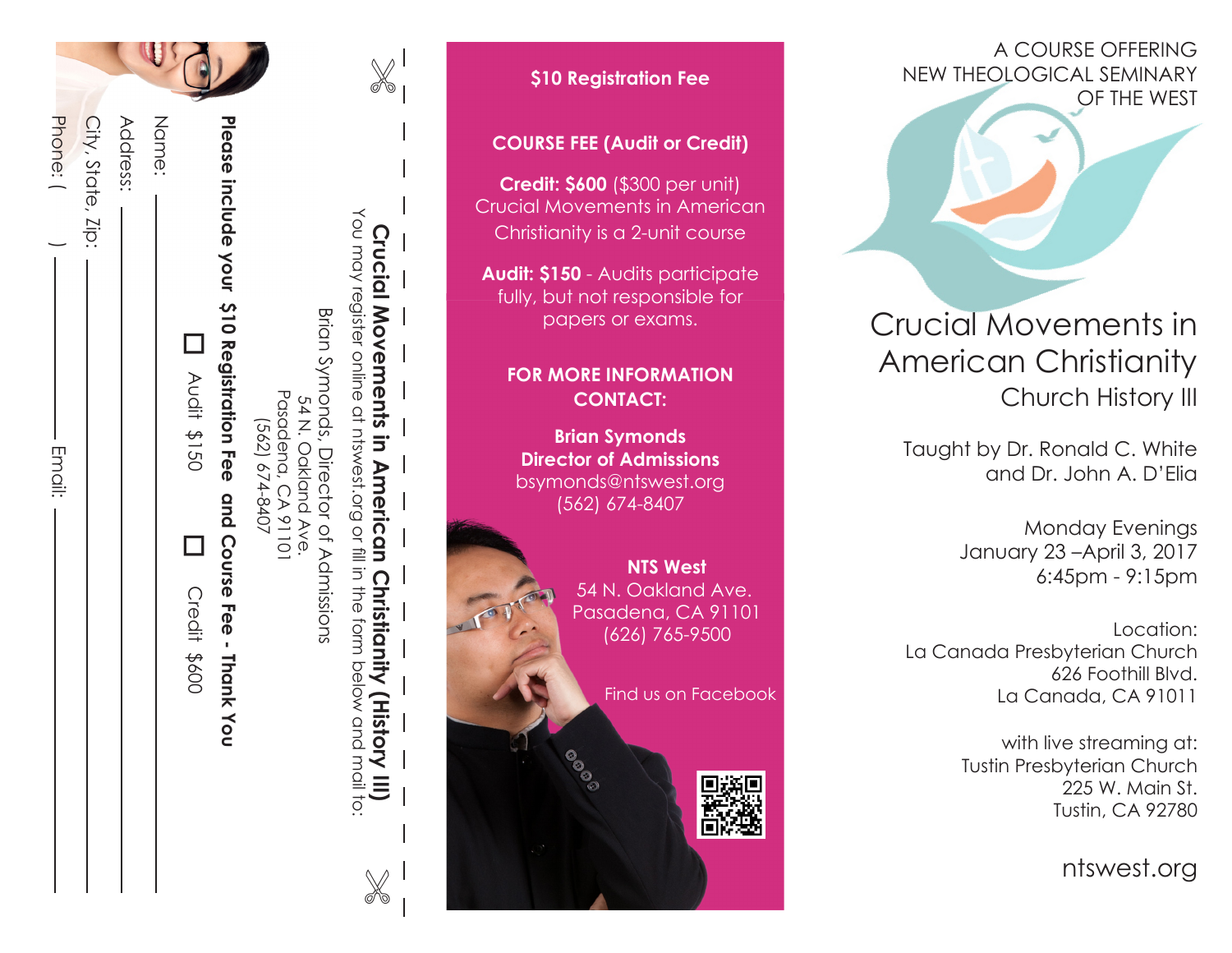A COURSE OFFERING
NEW THEOLOGICAL SEMINARY
OF THE WEST

# Crucial Movements in American Christianity

## Church History III

Taught by Dr. Ronald C. White
and Dr. John A. D'Elia

Monday Evenings
January 23 –April 3, 2017
6:45pm - 9:15pm

Location:
La Canada Presbyterian Church
626 Foothill Blvd.
La Canada, CA 91011

with live streaming at:
Tustin Presbyterian Church
225 W. Main St.
Tustin, CA 92780

ntswest.org

---

**$10 Registration Fee**

**COURSE FEE (Audit or Credit)**

**Credit: $600** ($300 per unit)
Crucial Movements in American Christianity is a 2-unit course

**Audit: $150** - Audits participate fully, but not responsible for papers or exams.

**FOR MORE INFORMATION CONTACT:**

**Brian Symonds**
**Director of Admissions**
bsymonds@ntswest.org
(562) 674-8407

**NTS West**
54 N. Oakland Ave.
Pasadena, CA 91101
(626) 765-9500

Find us on Facebook

---

**Crucial Movements in American Christianity (History III)**

You may register online at ntswest.org or fill in the form below and mail to:

Brian Symonds, Director of Admissions
54 N. Oakland Ave.
Pasadena, CA 91101
(562) 674-8407

☐ Audit $150 ☐ Credit $600

**Please include your $10 Registration Fee and Course Fee - Thank You**

Name: ______________________

Address: ______________________

City, State, Zip: ______________________

Phone: ( ) ____________ Email: ____________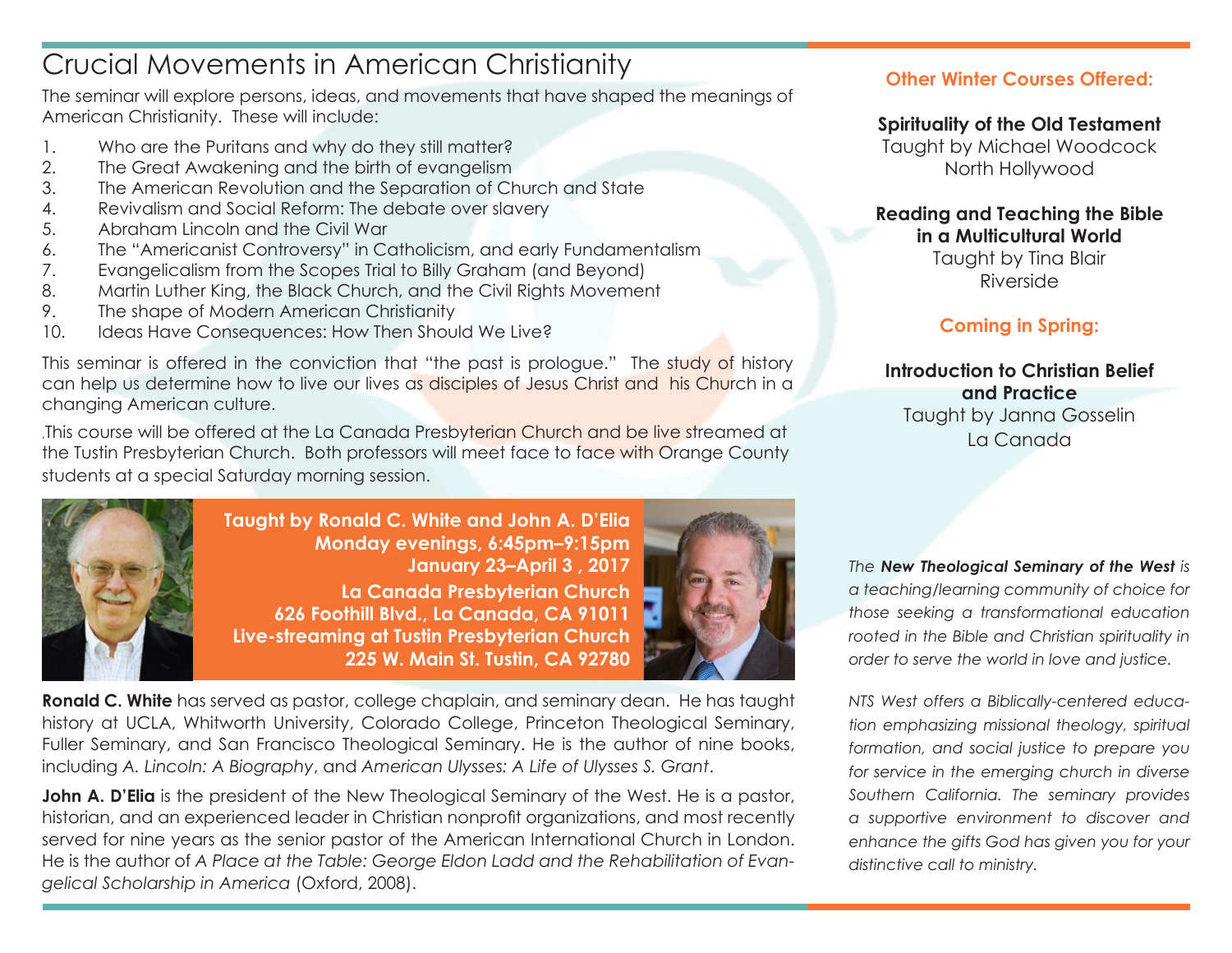# Crucial Movements in American Christianity

The seminar will explore persons, ideas, and movements that have shaped the meanings of American Christianity. These will include:

1. Who are the Puritans and why do they still matter?
2. The Great Awakening and the birth of evangelism
3. The American Revolution and the Separation of Church and State
4. Revivalism and Social Reform: The debate over slavery
5. Abraham Lincoln and the Civil War
6. The "Americanist Controversy" in Catholicism, and early Fundamentalism
7. Evangelicalism from the Scopes Trial to Billy Graham (and Beyond)
8. Martin Luther King, the Black Church, and the Civil Rights Movement
9. The shape of Modern American Christianity
10. Ideas Have Consequences: How Then Should We Live?

This seminar is offered in the conviction that "the past is prologue." The study of history can help us determine how to live our lives as disciples of Jesus Christ and his Church in a changing American culture.

This course will be offered at the La Canada Presbyterian Church and be live streamed at the Tustin Presbyterian Church. Both professors will meet face to face with Orange County students at a special Saturday morning session.

**Taught by Ronald C. White and John A. D'Elia**
**Monday evenings, 6:45pm–9:15pm**
**January 23–April 3 , 2017**
**La Canada Presbyterian Church**
**626 Foothill Blvd., La Canada, CA 91011**
**Live-streaming at Tustin Presbyterian Church**
**225 W. Main St. Tustin, CA 92780**

**Ronald C. White** has served as pastor, college chaplain, and seminary dean. He has taught history at UCLA, Whitworth University, Colorado College, Princeton Theological Seminary, Fuller Seminary, and San Francisco Theological Seminary. He is the author of nine books, including *A. Lincoln: A Biography*, and *American Ulysses: A Life of Ulysses S. Grant*.

**John A. D'Elia** is the president of the New Theological Seminary of the West. He is a pastor, historian, and an experienced leader in Christian nonprofit organizations, and most recently served for nine years as the senior pastor of the American International Church in London. He is the author of *A Place at the Table: George Eldon Ladd and the Rehabilitation of Evangelical Scholarship in America* (Oxford, 2008).

## Other Winter Courses Offered:

**Spirituality of the Old Testament**
Taught by Michael Woodcock
North Hollywood

**Reading and Teaching the Bible in a Multicultural World**
Taught by Tina Blair
Riverside

## Coming in Spring:

**Introduction to Christian Belief and Practice**
Taught by Janna Gosselin
La Canada

*The **New Theological Seminary of the West** is a teaching/learning community of choice for those seeking a transformational education rooted in the Bible and Christian spirituality in order to serve the world in love and justice.*

*NTS West offers a Biblically-centered education emphasizing missional theology, spiritual formation, and social justice to prepare you for service in the emerging church in diverse Southern California. The seminary provides a supportive environment to discover and enhance the gifts God has given you for your distinctive call to ministry.*